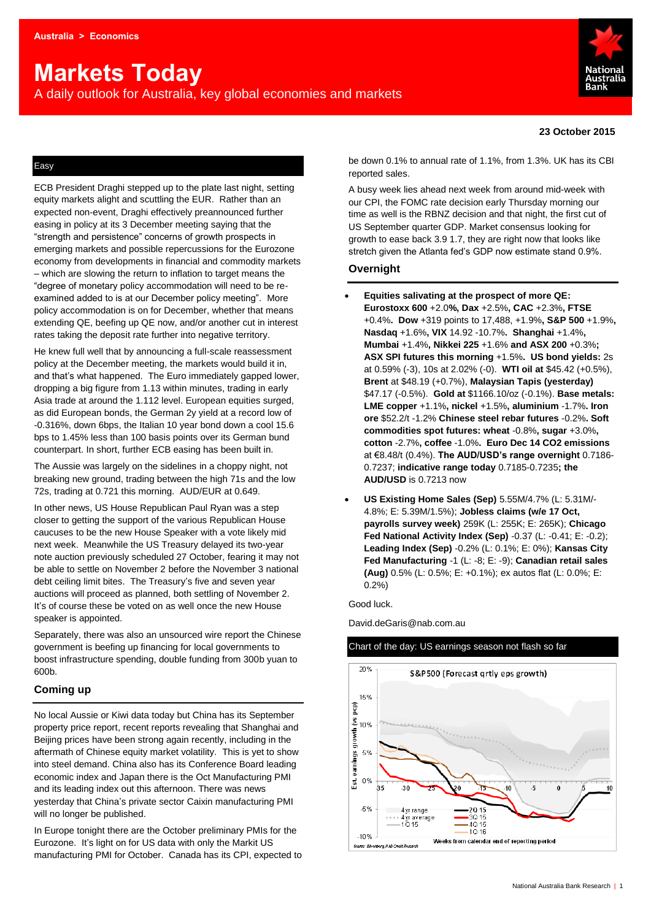Australia > Economics

# Markets Today

A daily outlook for Australia, key global economies and markets

**23 October 2015**

## Easy

ECB President Draghi stepped up to the plate last night, setting equity markets alight and scuttling the EUR. Rather than an expected non-event, Draghi effectively preannounced further easing in policy at its 3 December meeting saying that the "strength and persistence" concerns of growth prospects in emerging markets and possible repercussions for the Eurozone economy from developments in financial and commodity markets – which are slowing the return to inflation to target means the "degree of monetary policy accommodation will need to be re-examined added to is at our December policy meeting". More policy accommodation is on for December, whether that means extending QE, beefing up QE now, and/or another cut in interest rates taking the deposit rate further into negative territory.

He knew full well that by announcing a full-scale reassessment policy at the December meeting, the markets would build it in, and that's what happened. The Euro immediately gapped lower, dropping a big figure from 1.13 within minutes, trading in early Asia trade at around the 1.112 level. European equities surged, as did European bonds, the German 2y yield at a record low of -0.316%, down 6bps, the Italian 10 year bond down a cool 15.6 bps to 1.45% less than 100 basis points over its German bund counterpart. In short, further ECB easing has been built in.

The Aussie was largely on the sidelines in a choppy night, not breaking new ground, trading between the high 71s and the low 72s, trading at 0.721 this morning. AUD/EUR at 0.649.

In other news, US House Republican Paul Ryan was a step closer to getting the support of the various Republican House caucuses to be the new House Speaker with a vote likely mid next week. Meanwhile the US Treasury delayed its two-year note auction previously scheduled 27 October, fearing it may not be able to settle on November 2 before the November 3 national debt ceiling limit bites. The Treasury's five and seven year auctions will proceed as planned, both settling of November 2. It's of course these be voted on as well once the new House speaker is appointed.

Separately, there was also an unsourced wire report the Chinese government is beefing up financing for local governments to boost infrastructure spending, double funding from 300b yuan to 600b.

## Coming up

No local Aussie or Kiwi data today but China has its September property price report, recent reports revealing that Shanghai and Beijing prices have been strong again recently, including in the aftermath of Chinese equity market volatility. This is yet to show into steel demand. China also has its Conference Board leading economic index and Japan there is the Oct Manufacturing PMI and its leading index out this afternoon. There was news yesterday that China's private sector Caixin manufacturing PMI will no longer be published.

In Europe tonight there are the October preliminary PMIs for the Eurozone. It's light on for US data with only the Markit US manufacturing PMI for October. Canada has its CPI, expected to be down 0.1% to annual rate of 1.1%, from 1.3%. UK has its CBI reported sales.

A busy week lies ahead next week from around mid-week with our CPI, the FOMC rate decision early Thursday morning our time as well is the RBNZ decision and that night, the first cut of US September quarter GDP. Market consensus looking for growth to ease back 3.9 1.7, they are right now that looks like stretch given the Atlanta fed's GDP now estimate stand 0.9%.

## Overnight

- **Equities salivating at the prospect of more QE: Eurostoxx 600** +2.0**%, Dax** +2.5%**, CAC** +2.3%**, FTSE** +0.4%**. Dow** +319 points to 17,488, +1.9%**, S&P 500** +1.9%**, Nasdaq** +1.6%**, VIX** 14.92 -10.7%**. Shanghai** +1.4%**, Mumbai** +1.4%**, Nikkei 225** +1.6% **and ASX 200** +0.3%**; ASX SPI futures this morning** +1.5%**. US bond yields:** 2s at 0.59% (-3), 10s at 2.02% (-0). **WTI oil at** $45.42 (+0.5%), **Brent** at $48.19 (+0.7%), **Malaysian Tapis (yesterday)** $47.17 (-0.5%). **Gold at** $1166.10/oz (-0.1%). **Base metals: LME copper** +1.1%**, nickel** +1.5%**, aluminium** -1.7%**. Iron ore** $52.2/t -1.2% **Chinese steel rebar futures** -0.2%**. Soft commodities spot futures: wheat** -0.8%**, sugar** +3.0%**, cotton** -2.7%**, coffee** -1.0%**. Euro Dec 14 CO2 emissions** at €8.48/t (0.4%). **The AUD/USD's range overnight** 0.7186-0.7237; **indicative range today** 0.7185-0.7235**; the AUD/USD** is 0.7213 now
- **US Existing Home Sales (Sep)** 5.55M/4.7% (L: 5.31M/-4.8%; E: 5.39M/1.5%); **Jobless claims (w/e 17 Oct, payrolls survey week)** 259K (L: 255K; E: 265K); **Chicago Fed National Activity Index (Sep)** -0.37 (L: -0.41; E: -0.2); **Leading Index (Sep)** -0.2% (L: 0.1%; E: 0%); **Kansas City Fed Manufacturing** -1 (L: -8; E: -9); **Canadian retail sales (Aug)** 0.5% (L: 0.5%; E: +0.1%); ex autos flat (L: 0.0%; E: 0.2%)

Good luck.

David.deGaris@nab.com.au

**Chart of the day: US earnings season not flash so far**

S&P500 (Forecast qrtly eps growth)

Source: Bloomberg, NAB Credit Research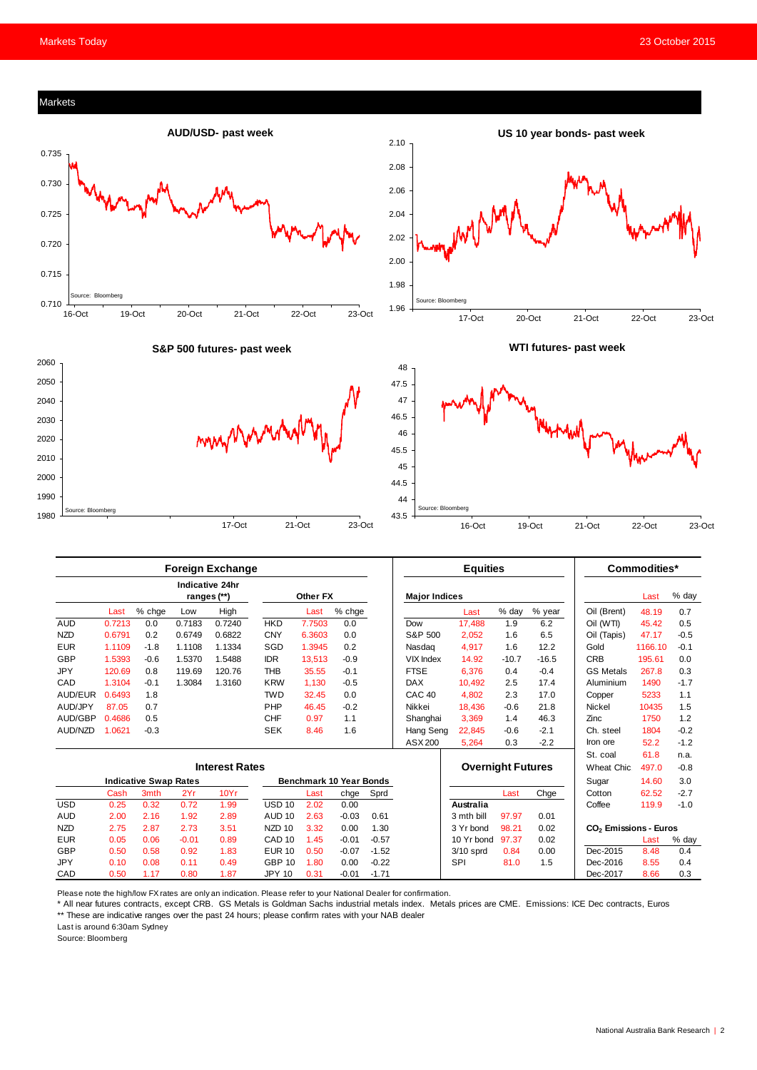## Markets

**AUD/USD- past week**

Source: Bloomberg

**US 10 year bonds- past week**

Source: Bloomberg

**S&P 500 futures- past week**

Source: Bloomberg

**WTI futures- past week**

Source: Bloomberg

### Foreign Exchange

| | Last | % chge | Low | High | | Last | % chge |
|---|---|---|---|---|---|---|---|
| | | | Indicative 24hr ranges (**) | | Other FX | | |
| AUD | 0.7213 | 0.0 | 0.7183 | 0.7240 | HKD | 7.7503 | 0.0 |
| NZD | 0.6791 | 0.2 | 0.6749 | 0.6822 | CNY | 6.3603 | 0.0 |
| EUR | 1.1109 | -1.8 | 1.1108 | 1.1334 | SGD | 1.3945 | 0.2 |
| GBP | 1.5393 | -0.6 | 1.5370 | 1.5488 | IDR | 13,513 | -0.9 |
| JPY | 120.69 | 0.8 | 119.69 | 120.76 | THB | 35.55 | -0.1 |
| CAD | 1.3104 | -0.1 | 1.3084 | 1.3160 | KRW | 1,130 | -0.5 |
| AUD/EUR | 0.6493 | 1.8 | | | TWD | 32.45 | 0.0 |
| AUD/JPY | 87.05 | 0.7 | | | PHP | 46.45 | -0.2 |
| AUD/GBP | 0.4686 | 0.5 | | | CHF | 0.97 | 1.1 |
| AUD/NZD | 1.0621 | -0.3 | | | SEK | 8.46 | 1.6 |

### Equities

| Major Indices | Last | % day | % year |
|---|---|---|---|
| Dow | 17,488 | 1.9 | 6.2 |
| S&P 500 | 2,052 | 1.6 | 6.5 |
| Nasdaq | 4,917 | 1.6 | 12.2 |
| VIX Index | 14.92 | -10.7 | -16.5 |
| FTSE | 6,376 | 0.4 | -0.4 |
| DAX | 10,492 | 2.5 | 17.4 |
| CAC 40 | 4,802 | 2.3 | 17.0 |
| Nikkei | 18,436 | -0.6 | 21.8 |
| Shanghai | 3,369 | 1.4 | 46.3 |
| Hang Seng | 22,845 | -0.6 | -2.1 |
| ASX 200 | 5,264 | 0.3 | -2.2 |

### Commodities*

| | Last | % day |
|---|---|---|
| Oil (Brent) | 48.19 | 0.7 |
| Oil (WTI) | 45.42 | 0.5 |
| Oil (Tapis) | 47.17 | -0.5 |
| Gold | 1166.10 | -0.1 |
| CRB | 195.61 | 0.0 |
| GS Metals | 267.8 | 0.3 |
| Aluminium | 1490 | -1.7 |
| Copper | 5233 | 1.1 |
| Nickel | 10435 | 1.5 |
| Zinc | 1750 | 1.2 |
| Ch. steel | 1804 | -0.2 |
| Iron ore | 52.2 | -1.2 |
| St. coal | 61.8 | n.a. |
| Wheat Chic | 497.0 | -0.8 |
| Sugar | 14.60 | 3.0 |
| Cotton | 62.52 | -2.7 |
| Coffee | 119.9 | -1.0 |

### Interest Rates

| Indicative Swap Rates | Cash | 3mth | 2Yr | 10Yr | Benchmark 10 Year Bonds | Last | chge | Sprd |
|---|---|---|---|---|---|---|---|---|
| USD | 0.25 | 0.32 | 0.72 | 1.99 | USD 10 | 2.02 | 0.00 | |
| AUD | 2.00 | 2.16 | 1.92 | 2.89 | AUD 10 | 2.63 | -0.03 | 0.61 |
| NZD | 2.75 | 2.87 | 2.73 | 3.51 | NZD 10 | 3.32 | 0.00 | 1.30 |
| EUR | 0.05 | 0.06 | -0.01 | 0.89 | CAD 10 | 1.45 | -0.01 | -0.57 |
| GBP | 0.50 | 0.58 | 0.92 | 1.83 | EUR 10 | 0.50 | -0.07 | -1.52 |
| JPY | 0.10 | 0.08 | 0.11 | 0.49 | GBP 10 | 1.80 | 0.00 | -0.22 |
| CAD | 0.50 | 1.17 | 0.80 | 1.87 | JPY 10 | 0.31 | -0.01 | -1.71 |

### Overnight Futures

| Australia | Last | Chge |
|---|---|---|
| 3 mth bill | 97.97 | 0.01 |
| 3 Yr bond | 98.21 | 0.02 |
| 10 Yr bond | 97.37 | 0.02 |
| 3/10 sprd | 0.84 | 0.00 |
| SPI | 81.0 | 1.5 |

### $CO_2$ Emissions - Euros

| | Last | % day |
|---|---|---|
| Dec-2015 | 8.48 | 0.4 |
| Dec-2016 | 8.55 | 0.4 |
| Dec-2017 | 8.66 | 0.3 |

Please note the high/low FX rates are only an indication. Please refer to your National Dealer for confirmation.

* All near futures contracts, except CRB. GS Metals is Goldman Sachs industrial metals index. Metals prices are CME. Emissions: ICE Dec contracts, Euros

** These are indicative ranges over the past 24 hours; please confirm rates with your NAB dealer

Last is around 6:30am Sydney

Source: Bloomberg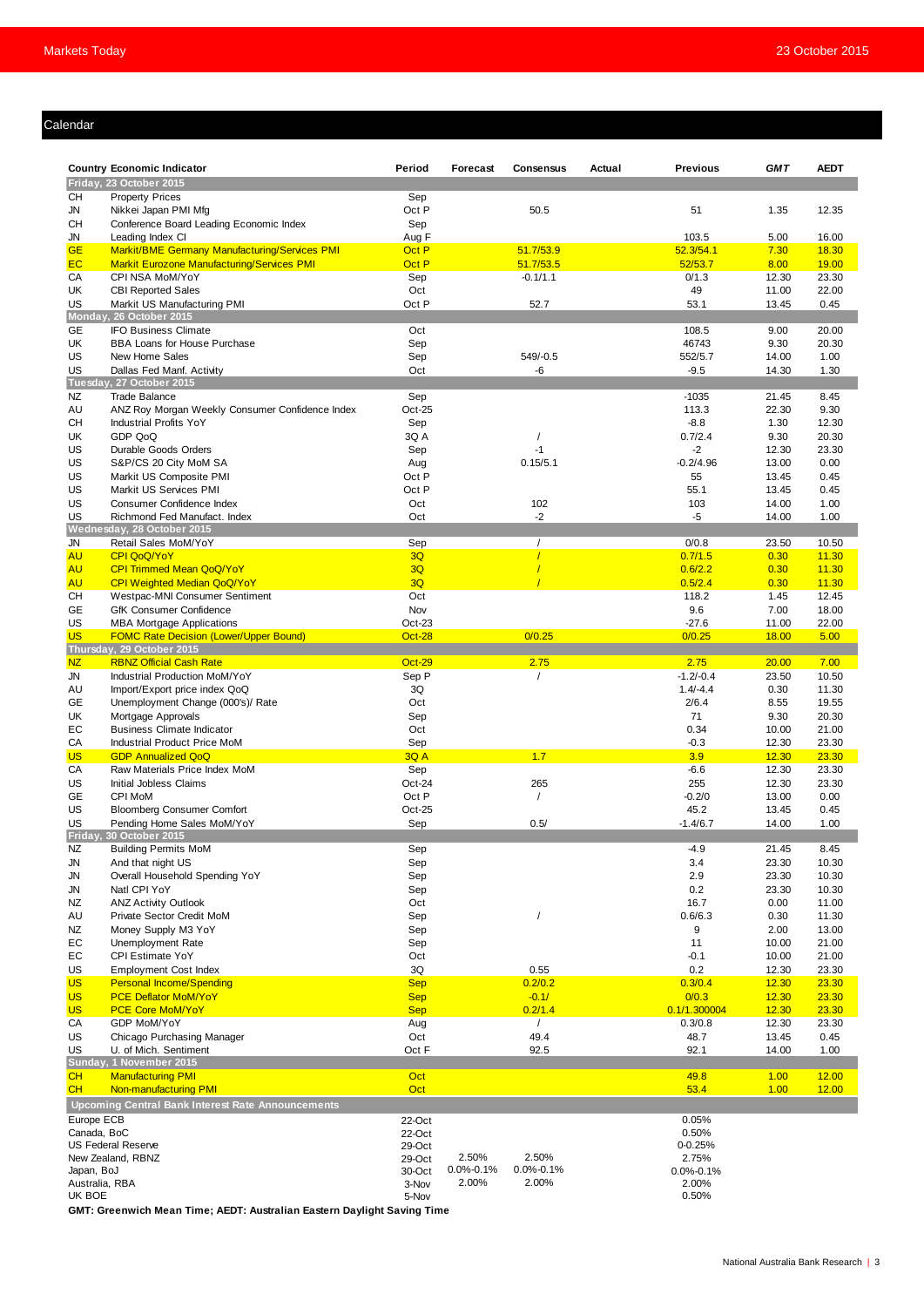## Calendar

| Country | Economic Indicator | Period | Forecast | Consensus | Actual | Previous | GMT | AEDT |
|---|---|---|---|---|---|---|---|---|
| **Friday, 23 October 2015** | | | | | | | | |
| CH | Property Prices | Sep | | | | | | |
| JN | Nikkei Japan PMI Mfg | Oct P | | 50.5 | | 51 | 1.35 | 12.35 |
| CH | Conference Board Leading Economic Index | Sep | | | | | | |
| JN | Leading Index CI | Aug F | | | | 103.5 | 5.00 | 16.00 |
| GE | Markit/BME Germany Manufacturing/Services PMI | Oct P | | 51.7/53.9 | | 52.3/54.1 | 7.30 | 18.30 |
| EC | Markit Eurozone Manufacturing/Services PMI | Oct P | | 51.7/53.5 | | 52/53.7 | 8.00 | 19.00 |
| CA | CPI NSA MoM/YoY | Sep | | -0.1/1.1 | | 0/1.3 | 12.30 | 23.30 |
| UK | CBI Reported Sales | Oct | | | | 49 | 11.00 | 22.00 |
| US | Markit US Manufacturing PMI | Oct P | | 52.7 | | 53.1 | 13.45 | 0.45 |
| **Monday, 26 October 2015** | | | | | | | | |
| GE | IFO Business Climate | Oct | | | | 108.5 | 9.00 | 20.00 |
| UK | BBA Loans for House Purchase | Sep | | | | 46743 | 9.30 | 20.30 |
| US | New Home Sales | Sep | | 549/-0.5 | | 552/5.7 | 14.00 | 1.00 |
| US | Dallas Fed Manf. Activity | Oct | | -6 | | -9.5 | 14.30 | 1.30 |
| **Tuesday, 27 October 2015** | | | | | | | | |
| NZ | Trade Balance | Sep | | | | -1035 | 21.45 | 8.45 |
| AU | ANZ Roy Morgan Weekly Consumer Confidence Index | Oct-25 | | | | 113.3 | 22.30 | 9.30 |
| CH | Industrial Profits YoY | Sep | | | | -8.8 | 1.30 | 12.30 |
| UK | GDP QoQ | 3Q A | | / | | 0.7/2.4 | 9.30 | 20.30 |
| US | Durable Goods Orders | Sep | | -1 | | -2 | 12.30 | 23.30 |
| US | S&P/CS 20 City MoM SA | Aug | | 0.15/5.1 | | -0.2/4.96 | 13.00 | 0.00 |
| US | Markit US Composite PMI | Oct P | | | | 55 | 13.45 | 0.45 |
| US | Markit US Services PMI | Oct P | | | | 55.1 | 13.45 | 0.45 |
| US | Consumer Confidence Index | Oct | | 102 | | 103 | 14.00 | 1.00 |
| US | Richmond Fed Manufact. Index | Oct | | -2 | | -5 | 14.00 | 1.00 |
| **Wednesday, 28 October 2015** | | | | | | | | |
| JN | Retail Sales MoM/YoY | Sep | | / | | 0/0.8 | 23.50 | 10.50 |
| AU | CPI QoQ/YoY | 3Q | | / | | 0.7/1.5 | 0.30 | 11.30 |
| AU | CPI Trimmed Mean QoQ/YoY | 3Q | | / | | 0.6/2.2 | 0.30 | 11.30 |
| AU | CPI Weighted Median QoQ/YoY | 3Q | | / | | 0.5/2.4 | 0.30 | 11.30 |
| CH | Westpac-MNI Consumer Sentiment | Oct | | | | 118.2 | 1.45 | 12.45 |
| GE | GfK Consumer Confidence | Nov | | | | 9.6 | 7.00 | 18.00 |
| US | MBA Mortgage Applications | Oct-23 | | | | -27.6 | 11.00 | 22.00 |
| US | FOMC Rate Decision (Lower/Upper Bound) | Oct-28 | | 0/0.25 | | 0/0.25 | 18.00 | 5.00 |
| **Thursday, 29 October 2015** | | | | | | | | |
| NZ | RBNZ Official Cash Rate | Oct-29 | | 2.75 | | 2.75 | 20.00 | 7.00 |
| JN | Industrial Production MoM/YoY | Sep P | | / | | -1.2/-0.4 | 23.50 | 10.50 |
| AU | Import/Export price index QoQ | 3Q | | | | 1.4/-4.4 | 0.30 | 11.30 |
| GE | Unemployment Change (000's)/ Rate | Oct | | | | 2/6.4 | 8.55 | 19.55 |
| UK | Mortgage Approvals | Sep | | | | 71 | 9.30 | 20.30 |
| EC | Business Climate Indicator | Oct | | | | 0.34 | 10.00 | 21.00 |
| CA | Industrial Product Price MoM | Sep | | | | -0.3 | 12.30 | 23.30 |
| US | GDP Annualized QoQ | 3Q A | | 1.7 | | 3.9 | 12.30 | 23.30 |
| CA | Raw Materials Price Index MoM | Sep | | | | -6.6 | 12.30 | 23.30 |
| US | Initial Jobless Claims | Oct-24 | | 265 | | 255 | 12.30 | 23.30 |
| GE | CPI MoM | Oct P | | / | | -0.2/0 | 13.00 | 0.00 |
| US | Bloomberg Consumer Comfort | Oct-25 | | | | 45.2 | 13.45 | 0.45 |
| US | Pending Home Sales MoM/YoY | Sep | | 0.5/ | | -1.4/6.7 | 14.00 | 1.00 |
| **Friday, 30 October 2015** | | | | | | | | |
| NZ | Building Permits MoM | Sep | | | | -4.9 | 21.45 | 8.45 |
| JN | And that night US | Sep | | | | 3.4 | 23.30 | 10.30 |
| JN | Overall Household Spending YoY | Sep | | | | 2.9 | 23.30 | 10.30 |
| JN | Natl CPI YoY | Sep | | | | 0.2 | 23.30 | 10.30 |
| NZ | ANZ Activity Outlook | Oct | | | | 16.7 | 0.00 | 11.00 |
| AU | Private Sector Credit MoM | Sep | | / | | 0.6/6.3 | 0.30 | 11.30 |
| NZ | Money Supply M3 YoY | Sep | | | | 9 | 2.00 | 13.00 |
| EC | Unemployment Rate | Sep | | | | 11 | 10.00 | 21.00 |
| EC | CPI Estimate YoY | Oct | | | | -0.1 | 10.00 | 21.00 |
| US | Employment Cost Index | 3Q | | 0.55 | | 0.2 | 12.30 | 23.30 |
| US | Personal Income/Spending | Sep | | 0.2/0.2 | | 0.3/0.4 | 12.30 | 23.30 |
| US | PCE Deflator MoM/YoY | Sep | | -0.1/ | | 0/0.3 | 12.30 | 23.30 |
| US | PCE Core MoM/YoY | Sep | | 0.2/1.4 | | 0.1/1.300004 | 12.30 | 23.30 |
| CA | GDP MoM/YoY | Aug | | / | | 0.3/0.8 | 12.30 | 23.30 |
| US | Chicago Purchasing Manager | Oct | | 49.4 | | 48.7 | 13.45 | 0.45 |
| US | U. of Mich. Sentiment | Oct F | | 92.5 | | 92.1 | 14.00 | 1.00 |
| **Sunday, 1 November 2015** | | | | | | | | |
| CH | Manufacturing PMI | Oct | | | | 49.8 | 1.00 | 12.00 |
| CH | Non-manufacturing PMI | Oct | | | | 53.4 | 1.00 | 12.00 |

### Upcoming Central Bank Interest Rate Announcements

| Bank | Date | Forecast | Consensus | Previous |
|---|---|---|---|---|
| Europe ECB | 22-Oct | | | 0.05% |
| Canada, BoC | 22-Oct | | | 0.50% |
| US Federal Reserve | 29-Oct | | | 0-0.25% |
| New Zealand, RBNZ | 29-Oct | 2.50% | 2.50% | 2.75% |
| Japan, BoJ | 30-Oct | 0.0%-0.1% | 0.0%-0.1% | 0.0%-0.1% |
| Australia, RBA | 3-Nov | 2.00% | 2.00% | 2.00% |
| UK BOE | 5-Nov | | | 0.50% |

**GMT: Greenwich Mean Time; AEDT: Australian Eastern Daylight Saving Time**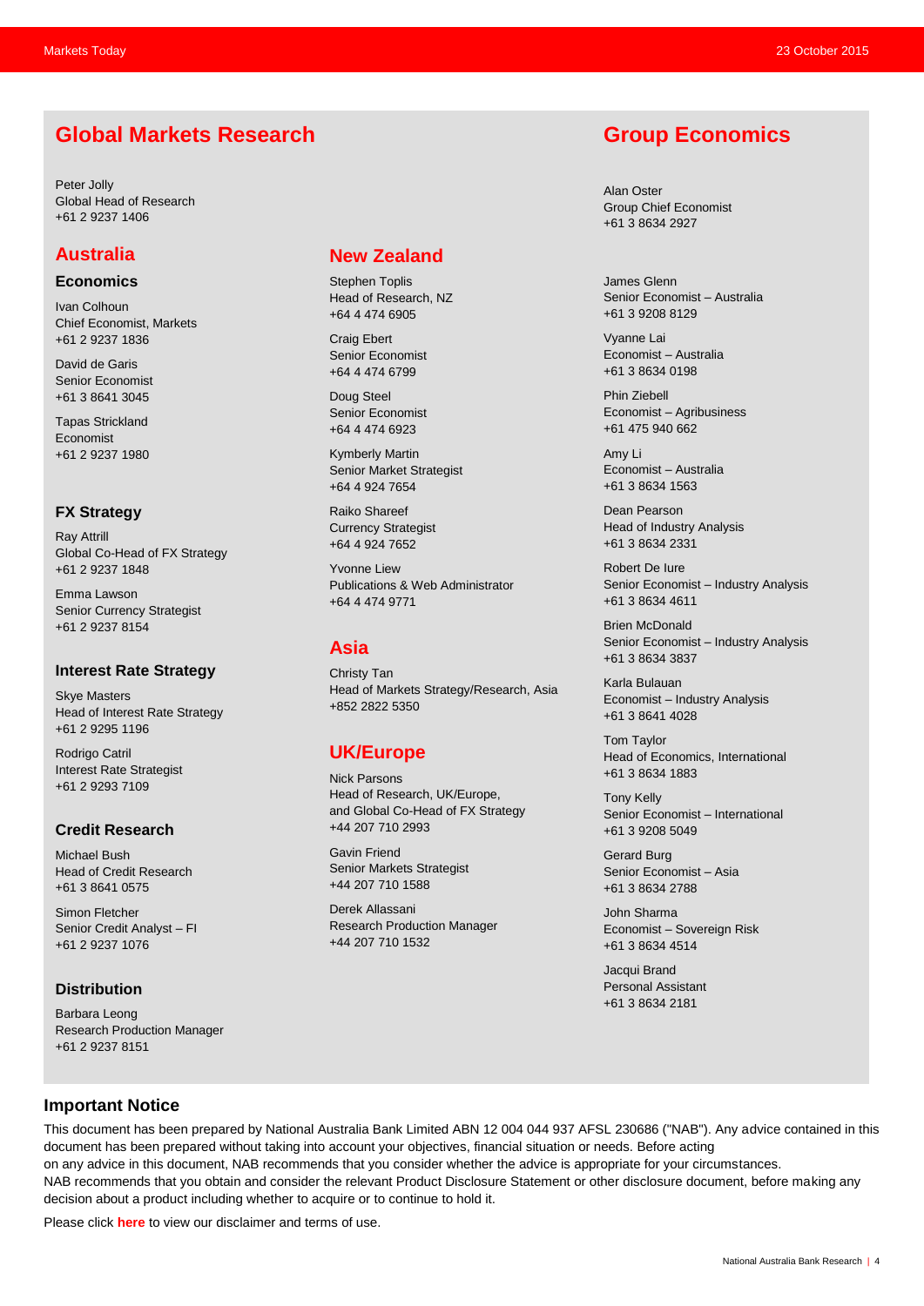## Global Markets Research

Peter Jolly
Global Head of Research
+61 2 9237 1406

### Australia

#### Economics

Ivan Colhoun
Chief Economist, Markets
+61 2 9237 1836

David de Garis
Senior Economist
+61 3 8641 3045

Tapas Strickland
Economist
+61 2 9237 1980

#### FX Strategy

Ray Attrill
Global Co-Head of FX Strategy
+61 2 9237 1848

Emma Lawson
Senior Currency Strategist
+61 2 9237 8154

#### Interest Rate Strategy

Skye Masters
Head of Interest Rate Strategy
+61 2 9295 1196

Rodrigo Catril
Interest Rate Strategist
+61 2 9293 7109

#### Credit Research

Michael Bush
Head of Credit Research
+61 3 8641 0575

Simon Fletcher
Senior Credit Analyst – FI
+61 2 9237 1076

#### Distribution

Barbara Leong
Research Production Manager
+61 2 9237 8151

### New Zealand

Stephen Toplis
Head of Research, NZ
+64 4 474 6905

Craig Ebert
Senior Economist
+64 4 474 6799

Doug Steel
Senior Economist
+64 4 474 6923

Kymberly Martin
Senior Market Strategist
+64 4 924 7654

Raiko Shareef
Currency Strategist
+64 4 924 7652

Yvonne Liew
Publications & Web Administrator
+64 4 474 9771

### Asia

Christy Tan
Head of Markets Strategy/Research, Asia
+852 2822 5350

### UK/Europe

Nick Parsons
Head of Research, UK/Europe,
and Global Co-Head of FX Strategy
+44 207 710 2993

Gavin Friend
Senior Markets Strategist
+44 207 710 1588

Derek Allassani
Research Production Manager
+44 207 710 1532

## Group Economics

Alan Oster
Group Chief Economist
+61 3 8634 2927

James Glenn
Senior Economist – Australia
+61 3 9208 8129

Vyanne Lai
Economist – Australia
+61 3 8634 0198

Phin Ziebell
Economist – Agribusiness
+61 475 940 662

Amy Li
Economist – Australia
+61 3 8634 1563

Dean Pearson
Head of Industry Analysis
+61 3 8634 2331

Robert De Iure
Senior Economist – Industry Analysis
+61 3 8634 4611

Brien McDonald
Senior Economist – Industry Analysis
+61 3 8634 3837

Karla Bulauan
Economist – Industry Analysis
+61 3 8641 4028

Tom Taylor
Head of Economics, International
+61 3 8634 1883

Tony Kelly
Senior Economist – International
+61 3 9208 5049

Gerard Burg
Senior Economist – Asia
+61 3 8634 2788

John Sharma
Economist – Sovereign Risk
+61 3 8634 4514

Jacqui Brand
Personal Assistant
+61 3 8634 2181

## Important Notice

This document has been prepared by National Australia Bank Limited ABN 12 004 044 937 AFSL 230686 ("NAB"). Any advice contained in this document has been prepared without taking into account your objectives, financial situation or needs. Before acting on any advice in this document, NAB recommends that you consider whether the advice is appropriate for your circumstances. NAB recommends that you obtain and consider the relevant Product Disclosure Statement or other disclosure document, before making any decision about a product including whether to acquire or to continue to hold it.

Please click **here** to view our disclaimer and terms of use.